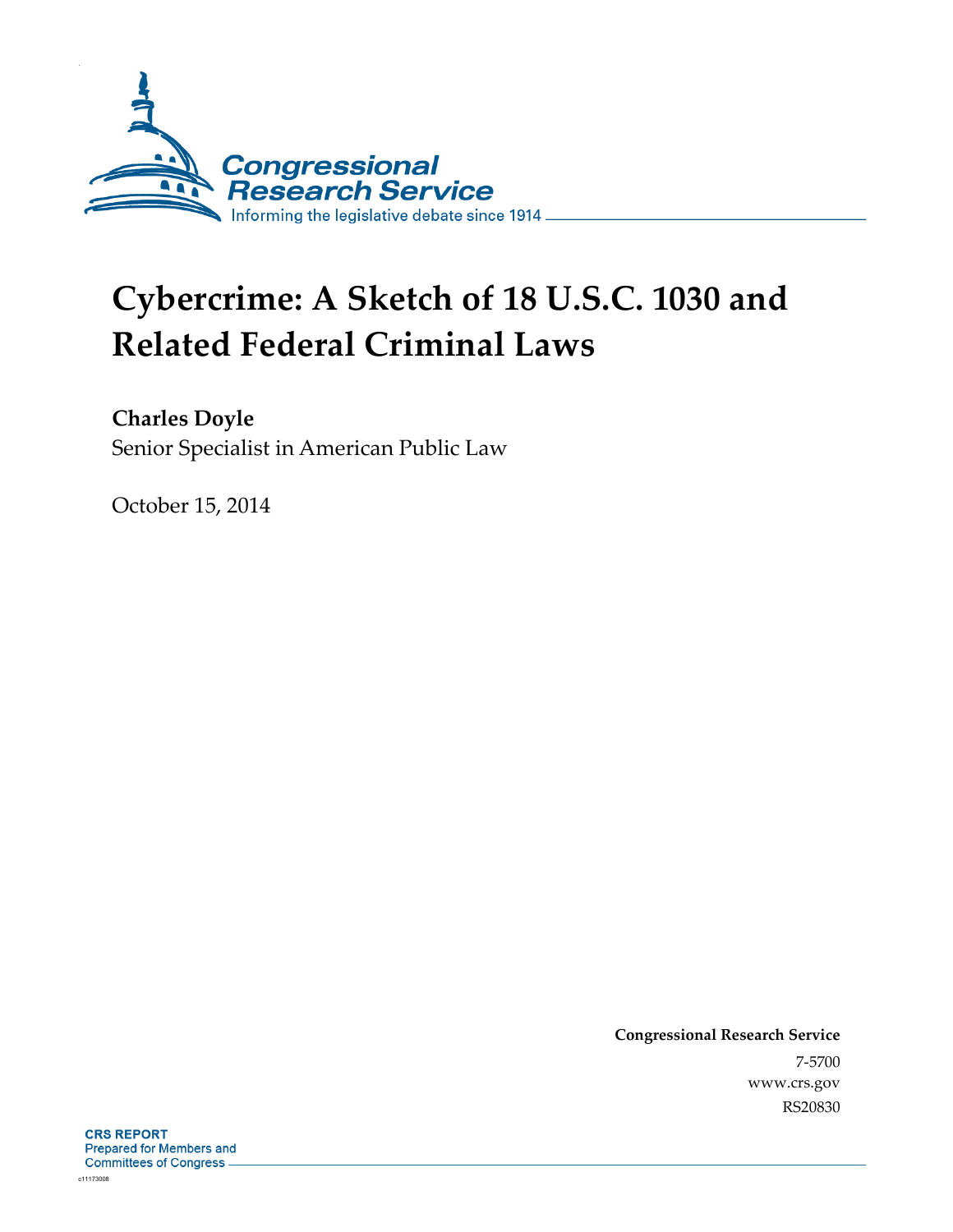Congressional Research Service

Informing the legislative debate since 1914

# Cybercrime: A Sketch of 18 U.S.C. 1030 and Related Federal Criminal Laws

**Charles Doyle**

Senior Specialist in American Public Law

October 15, 2014

**Congressional Research Service**

7-5700

www.crs.gov

RS20830

**CRS REPORT**

Prepared for Members and Committees of Congress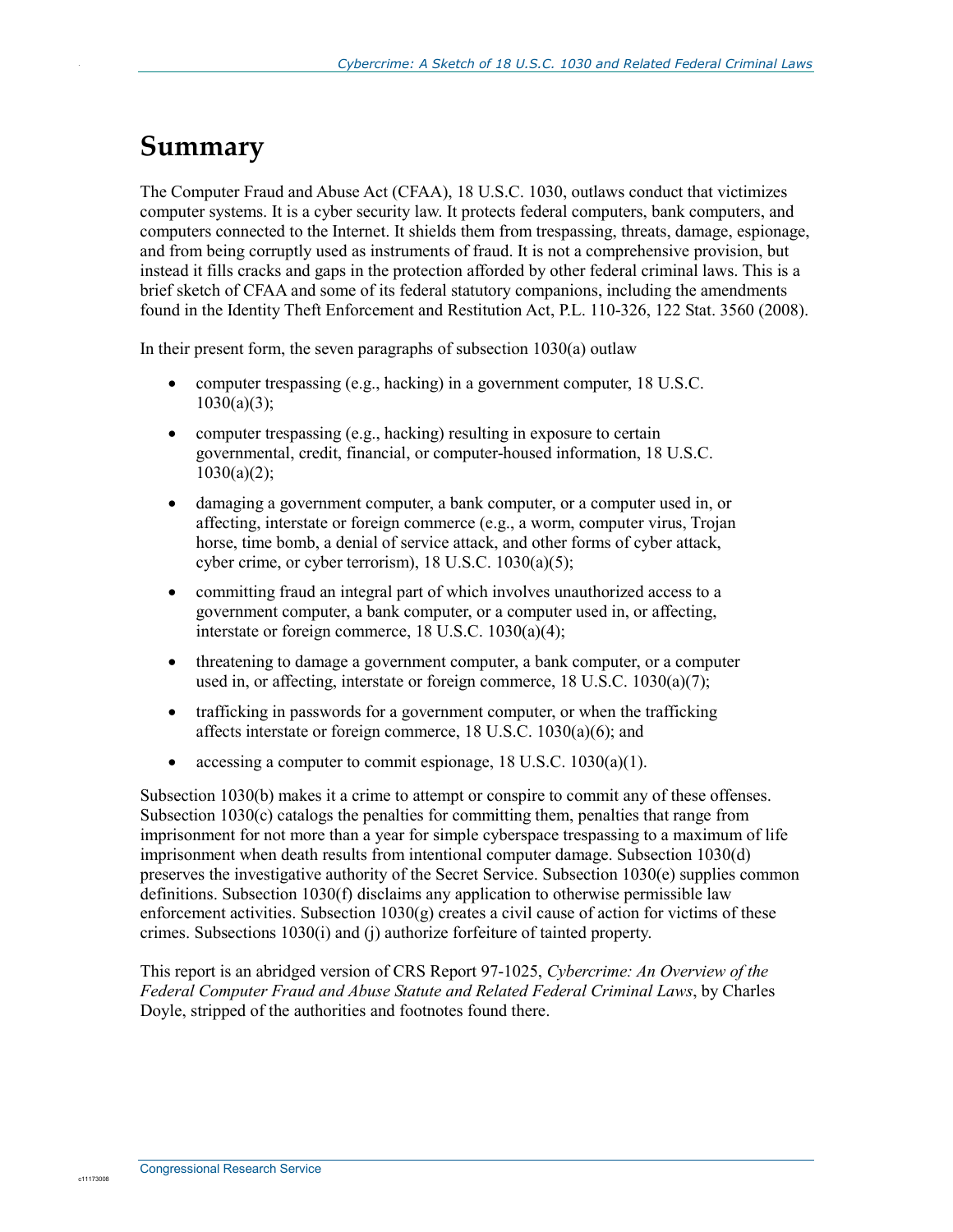# Summary

The Computer Fraud and Abuse Act (CFAA), 18 U.S.C. 1030, outlaws conduct that victimizes computer systems. It is a cyber security law. It protects federal computers, bank computers, and computers connected to the Internet. It shields them from trespassing, threats, damage, espionage, and from being corruptly used as instruments of fraud. It is not a comprehensive provision, but instead it fills cracks and gaps in the protection afforded by other federal criminal laws. This is a brief sketch of CFAA and some of its federal statutory companions, including the amendments found in the Identity Theft Enforcement and Restitution Act, P.L. 110-326, 122 Stat. 3560 (2008).

In their present form, the seven paragraphs of subsection 1030(a) outlaw

- computer trespassing (e.g., hacking) in a government computer, 18 U.S.C. 1030(a)(3);
- computer trespassing (e.g., hacking) resulting in exposure to certain governmental, credit, financial, or computer-housed information, 18 U.S.C. 1030(a)(2);
- damaging a government computer, a bank computer, or a computer used in, or affecting, interstate or foreign commerce (e.g., a worm, computer virus, Trojan horse, time bomb, a denial of service attack, and other forms of cyber attack, cyber crime, or cyber terrorism), 18 U.S.C. 1030(a)(5);
- committing fraud an integral part of which involves unauthorized access to a government computer, a bank computer, or a computer used in, or affecting, interstate or foreign commerce, 18 U.S.C. 1030(a)(4);
- threatening to damage a government computer, a bank computer, or a computer used in, or affecting, interstate or foreign commerce, 18 U.S.C. 1030(a)(7);
- trafficking in passwords for a government computer, or when the trafficking affects interstate or foreign commerce, 18 U.S.C. 1030(a)(6); and
- accessing a computer to commit espionage, 18 U.S.C. 1030(a)(1).

Subsection 1030(b) makes it a crime to attempt or conspire to commit any of these offenses. Subsection 1030(c) catalogs the penalties for committing them, penalties that range from imprisonment for not more than a year for simple cyberspace trespassing to a maximum of life imprisonment when death results from intentional computer damage. Subsection 1030(d) preserves the investigative authority of the Secret Service. Subsection 1030(e) supplies common definitions. Subsection 1030(f) disclaims any application to otherwise permissible law enforcement activities. Subsection 1030(g) creates a civil cause of action for victims of these crimes. Subsections 1030(i) and (j) authorize forfeiture of tainted property.

This report is an abridged version of CRS Report 97-1025, *Cybercrime: An Overview of the Federal Computer Fraud and Abuse Statute and Related Federal Criminal Laws*, by Charles Doyle, stripped of the authorities and footnotes found there.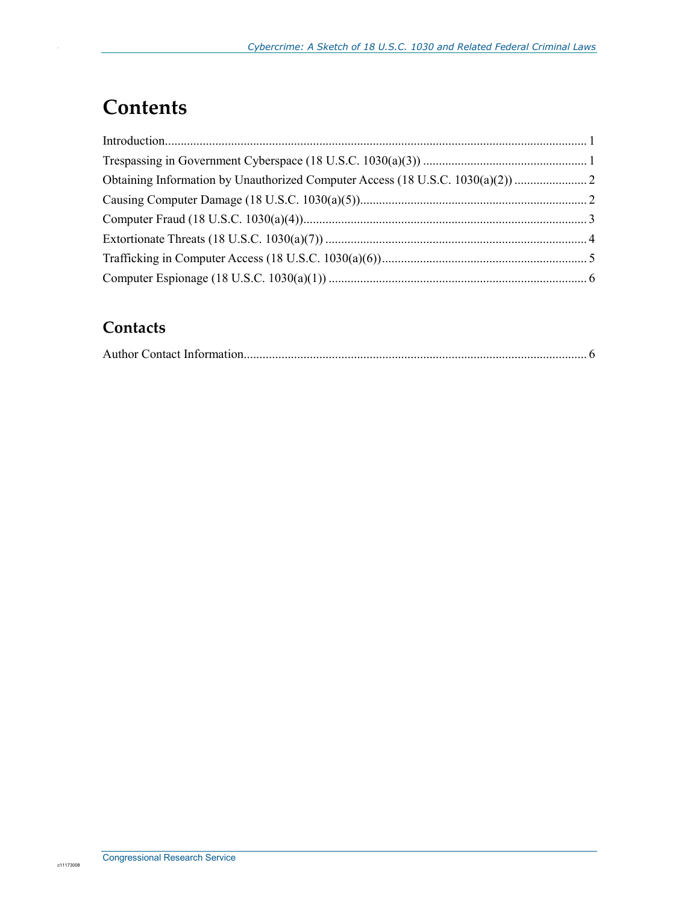# Contents

Introduction ..................................................................................................................................... 1

Trespassing in Government Cyberspace (18 U.S.C. 1030(a)(3)) ................................................... 1

Obtaining Information by Unauthorized Computer Access (18 U.S.C. 1030(a)(2)) ....................... 2

Causing Computer Damage (18 U.S.C. 1030(a)(5)) ....................................................................... 2

Computer Fraud (18 U.S.C. 1030(a)(4)) ......................................................................................... 3

Extortionate Threats (18 U.S.C. 1030(a)(7)) .................................................................................. 4

Trafficking in Computer Access (18 U.S.C. 1030(a)(6)) ................................................................ 5

Computer Espionage (18 U.S.C. 1030(a)(1)) ................................................................................. 6

## Contacts

Author Contact Information ............................................................................................................ 6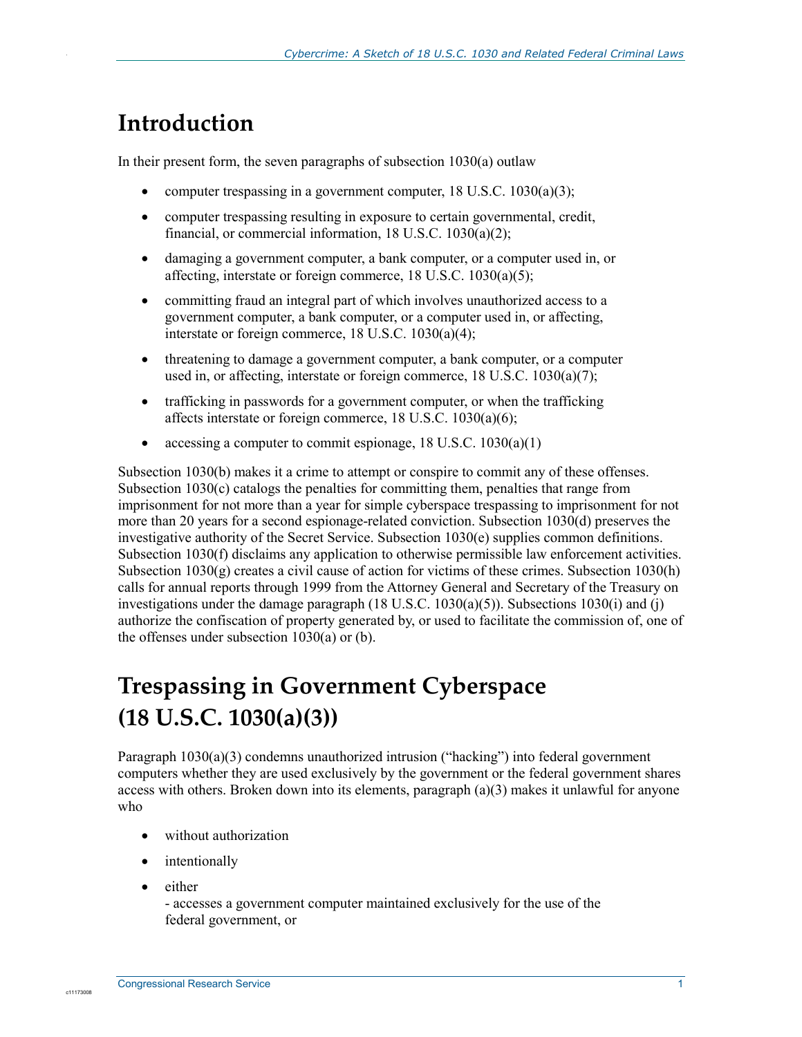# Introduction

In their present form, the seven paragraphs of subsection 1030(a) outlaw

- computer trespassing in a government computer, 18 U.S.C. 1030(a)(3);
- computer trespassing resulting in exposure to certain governmental, credit, financial, or commercial information, 18 U.S.C. 1030(a)(2);
- damaging a government computer, a bank computer, or a computer used in, or affecting, interstate or foreign commerce, 18 U.S.C. 1030(a)(5);
- committing fraud an integral part of which involves unauthorized access to a government computer, a bank computer, or a computer used in, or affecting, interstate or foreign commerce, 18 U.S.C. 1030(a)(4);
- threatening to damage a government computer, a bank computer, or a computer used in, or affecting, interstate or foreign commerce, 18 U.S.C. 1030(a)(7);
- trafficking in passwords for a government computer, or when the trafficking affects interstate or foreign commerce, 18 U.S.C. 1030(a)(6);
- accessing a computer to commit espionage, 18 U.S.C. 1030(a)(1)

Subsection 1030(b) makes it a crime to attempt or conspire to commit any of these offenses. Subsection 1030(c) catalogs the penalties for committing them, penalties that range from imprisonment for not more than a year for simple cyberspace trespassing to imprisonment for not more than 20 years for a second espionage-related conviction. Subsection 1030(d) preserves the investigative authority of the Secret Service. Subsection 1030(e) supplies common definitions. Subsection 1030(f) disclaims any application to otherwise permissible law enforcement activities. Subsection 1030(g) creates a civil cause of action for victims of these crimes. Subsection 1030(h) calls for annual reports through 1999 from the Attorney General and Secretary of the Treasury on investigations under the damage paragraph (18 U.S.C. 1030(a)(5)). Subsections 1030(i) and (j) authorize the confiscation of property generated by, or used to facilitate the commission of, one of the offenses under subsection 1030(a) or (b).

# Trespassing in Government Cyberspace (18 U.S.C. 1030(a)(3))

Paragraph 1030(a)(3) condemns unauthorized intrusion ("hacking") into federal government computers whether they are used exclusively by the government or the federal government shares access with others. Broken down into its elements, paragraph (a)(3) makes it unlawful for anyone who

- without authorization
- intentionally
- either
  - accesses a government computer maintained exclusively for the use of the federal government, or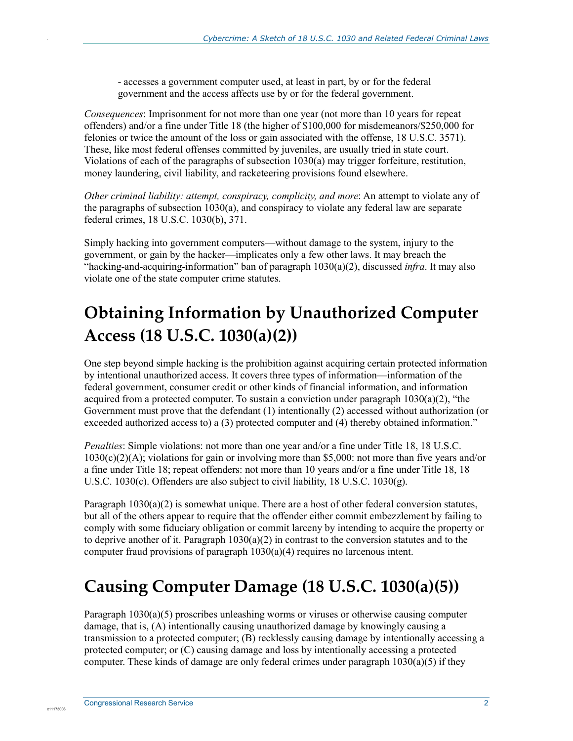- accesses a government computer used, at least in part, by or for the federal government and the access affects use by or for the federal government.

*Consequences*: Imprisonment for not more than one year (not more than 10 years for repeat offenders) and/or a fine under Title 18 (the higher of $100,000 for misdemeanors/$250,000 for felonies or twice the amount of the loss or gain associated with the offense, 18 U.S.C. 3571). These, like most federal offenses committed by juveniles, are usually tried in state court. Violations of each of the paragraphs of subsection 1030(a) may trigger forfeiture, restitution, money laundering, civil liability, and racketeering provisions found elsewhere.

*Other criminal liability: attempt, conspiracy, complicity, and more*: An attempt to violate any of the paragraphs of subsection 1030(a), and conspiracy to violate any federal law are separate federal crimes, 18 U.S.C. 1030(b), 371.

Simply hacking into government computers—without damage to the system, injury to the government, or gain by the hacker—implicates only a few other laws. It may breach the "hacking-and-acquiring-information" ban of paragraph 1030(a)(2), discussed *infra*. It may also violate one of the state computer crime statutes.

## Obtaining Information by Unauthorized Computer Access (18 U.S.C. 1030(a)(2))

One step beyond simple hacking is the prohibition against acquiring certain protected information by intentional unauthorized access. It covers three types of information—information of the federal government, consumer credit or other kinds of financial information, and information acquired from a protected computer. To sustain a conviction under paragraph 1030(a)(2), "the Government must prove that the defendant (1) intentionally (2) accessed without authorization (or exceeded authorized access to) a (3) protected computer and (4) thereby obtained information."

*Penalties*: Simple violations: not more than one year and/or a fine under Title 18, 18 U.S.C. 1030(c)(2)(A); violations for gain or involving more than $5,000: not more than five years and/or a fine under Title 18; repeat offenders: not more than 10 years and/or a fine under Title 18, 18 U.S.C. 1030(c). Offenders are also subject to civil liability, 18 U.S.C. 1030(g).

Paragraph 1030(a)(2) is somewhat unique. There are a host of other federal conversion statutes, but all of the others appear to require that the offender either commit embezzlement by failing to comply with some fiduciary obligation or commit larceny by intending to acquire the property or to deprive another of it. Paragraph 1030(a)(2) in contrast to the conversion statutes and to the computer fraud provisions of paragraph 1030(a)(4) requires no larcenous intent.

## Causing Computer Damage (18 U.S.C. 1030(a)(5))

Paragraph 1030(a)(5) proscribes unleashing worms or viruses or otherwise causing computer damage, that is, (A) intentionally causing unauthorized damage by knowingly causing a transmission to a protected computer; (B) recklessly causing damage by intentionally accessing a protected computer; or (C) causing damage and loss by intentionally accessing a protected computer. These kinds of damage are only federal crimes under paragraph 1030(a)(5) if they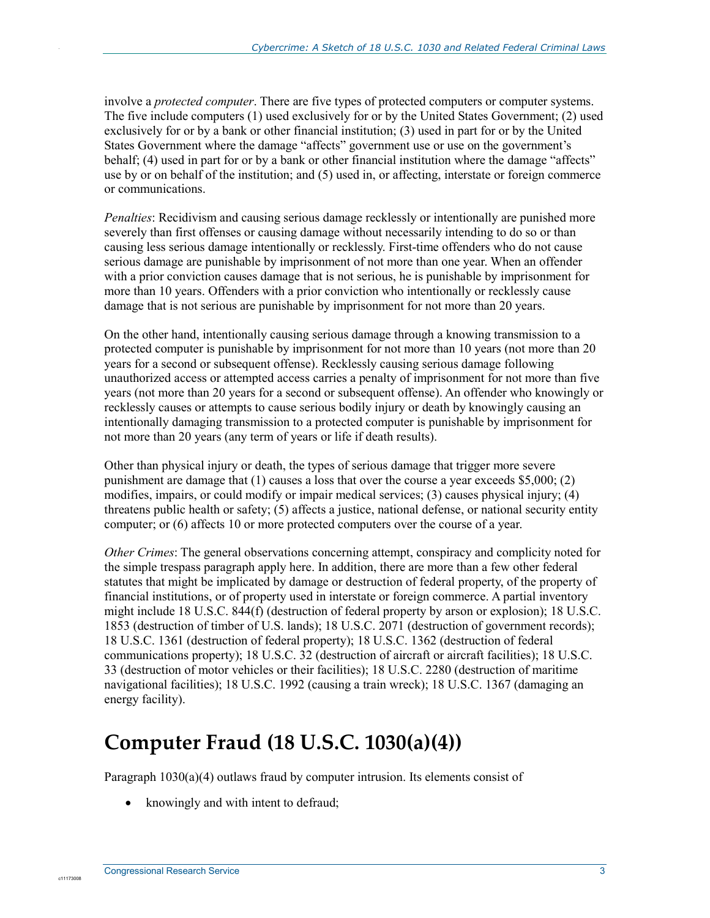involve a *protected computer*. There are five types of protected computers or computer systems. The five include computers (1) used exclusively for or by the United States Government; (2) used exclusively for or by a bank or other financial institution; (3) used in part for or by the United States Government where the damage "affects" government use or use on the government's behalf; (4) used in part for or by a bank or other financial institution where the damage "affects" use by or on behalf of the institution; and (5) used in, or affecting, interstate or foreign commerce or communications.

*Penalties*: Recidivism and causing serious damage recklessly or intentionally are punished more severely than first offenses or causing damage without necessarily intending to do so or than causing less serious damage intentionally or recklessly. First-time offenders who do not cause serious damage are punishable by imprisonment of not more than one year. When an offender with a prior conviction causes damage that is not serious, he is punishable by imprisonment for more than 10 years. Offenders with a prior conviction who intentionally or recklessly cause damage that is not serious are punishable by imprisonment for not more than 20 years.

On the other hand, intentionally causing serious damage through a knowing transmission to a protected computer is punishable by imprisonment for not more than 10 years (not more than 20 years for a second or subsequent offense). Recklessly causing serious damage following unauthorized access or attempted access carries a penalty of imprisonment for not more than five years (not more than 20 years for a second or subsequent offense). An offender who knowingly or recklessly causes or attempts to cause serious bodily injury or death by knowingly causing an intentionally damaging transmission to a protected computer is punishable by imprisonment for not more than 20 years (any term of years or life if death results).

Other than physical injury or death, the types of serious damage that trigger more severe punishment are damage that (1) causes a loss that over the course a year exceeds $5,000; (2) modifies, impairs, or could modify or impair medical services; (3) causes physical injury; (4) threatens public health or safety; (5) affects a justice, national defense, or national security entity computer; or (6) affects 10 or more protected computers over the course of a year.

*Other Crimes*: The general observations concerning attempt, conspiracy and complicity noted for the simple trespass paragraph apply here. In addition, there are more than a few other federal statutes that might be implicated by damage or destruction of federal property, of the property of financial institutions, or of property used in interstate or foreign commerce. A partial inventory might include 18 U.S.C. 844(f) (destruction of federal property by arson or explosion); 18 U.S.C. 1853 (destruction of timber of U.S. lands); 18 U.S.C. 2071 (destruction of government records); 18 U.S.C. 1361 (destruction of federal property); 18 U.S.C. 1362 (destruction of federal communications property); 18 U.S.C. 32 (destruction of aircraft or aircraft facilities); 18 U.S.C. 33 (destruction of motor vehicles or their facilities); 18 U.S.C. 2280 (destruction of maritime navigational facilities); 18 U.S.C. 1992 (causing a train wreck); 18 U.S.C. 1367 (damaging an energy facility).

# Computer Fraud (18 U.S.C. 1030(a)(4))

Paragraph 1030(a)(4) outlaws fraud by computer intrusion. Its elements consist of

- knowingly and with intent to defraud;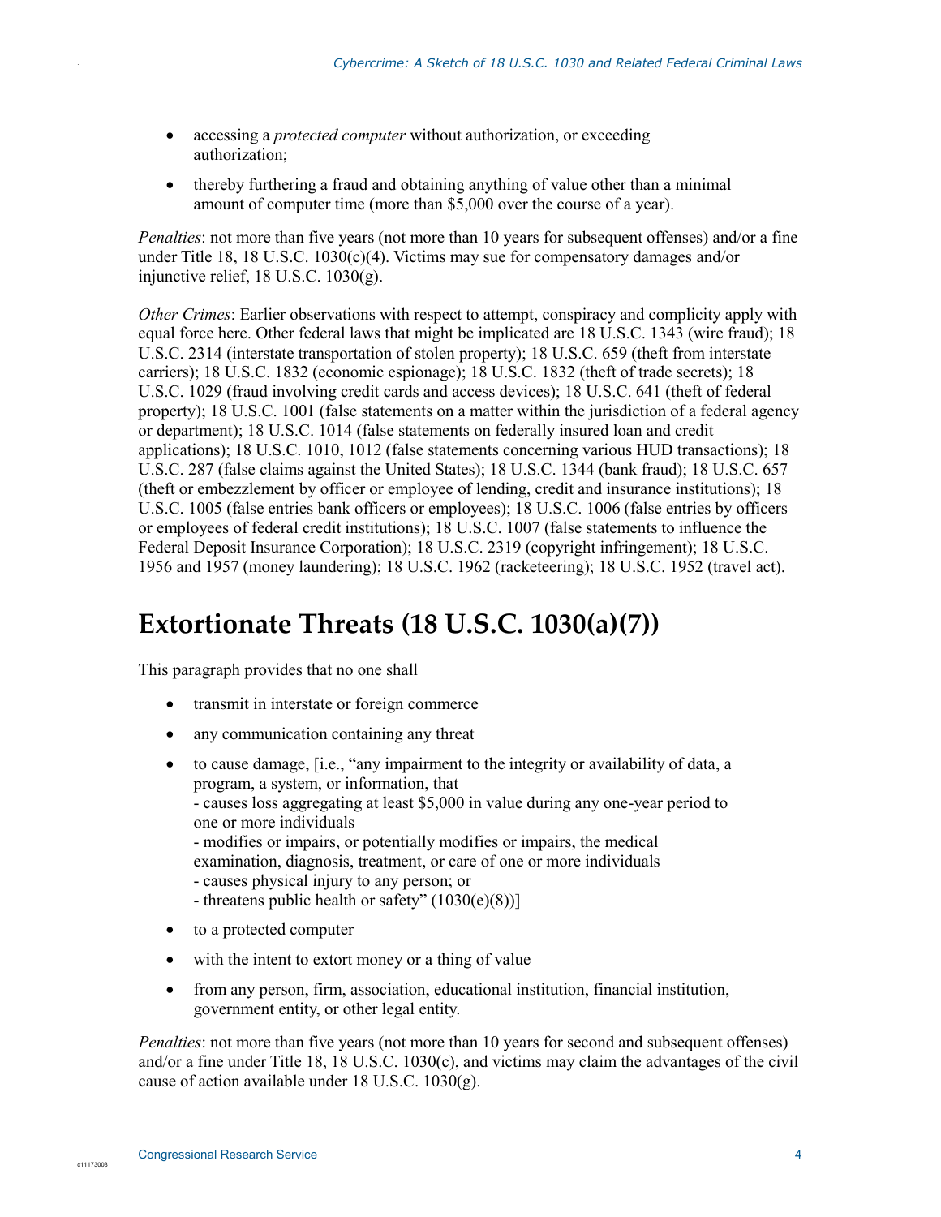- accessing a *protected computer* without authorization, or exceeding authorization;
- thereby furthering a fraud and obtaining anything of value other than a minimal amount of computer time (more than $5,000 over the course of a year).

*Penalties*: not more than five years (not more than 10 years for subsequent offenses) and/or a fine under Title 18, 18 U.S.C. 1030(c)(4). Victims may sue for compensatory damages and/or injunctive relief, 18 U.S.C. 1030(g).

*Other Crimes*: Earlier observations with respect to attempt, conspiracy and complicity apply with equal force here. Other federal laws that might be implicated are 18 U.S.C. 1343 (wire fraud); 18 U.S.C. 2314 (interstate transportation of stolen property); 18 U.S.C. 659 (theft from interstate carriers); 18 U.S.C. 1832 (economic espionage); 18 U.S.C. 1832 (theft of trade secrets); 18 U.S.C. 1029 (fraud involving credit cards and access devices); 18 U.S.C. 641 (theft of federal property); 18 U.S.C. 1001 (false statements on a matter within the jurisdiction of a federal agency or department); 18 U.S.C. 1014 (false statements on federally insured loan and credit applications); 18 U.S.C. 1010, 1012 (false statements concerning various HUD transactions); 18 U.S.C. 287 (false claims against the United States); 18 U.S.C. 1344 (bank fraud); 18 U.S.C. 657 (theft or embezzlement by officer or employee of lending, credit and insurance institutions); 18 U.S.C. 1005 (false entries bank officers or employees); 18 U.S.C. 1006 (false entries by officers or employees of federal credit institutions); 18 U.S.C. 1007 (false statements to influence the Federal Deposit Insurance Corporation); 18 U.S.C. 2319 (copyright infringement); 18 U.S.C. 1956 and 1957 (money laundering); 18 U.S.C. 1962 (racketeering); 18 U.S.C. 1952 (travel act).

## Extortionate Threats (18 U.S.C. 1030(a)(7))

This paragraph provides that no one shall

- transmit in interstate or foreign commerce
- any communication containing any threat
- to cause damage, [i.e., "any impairment to the integrity or availability of data, a program, a system, or information, that
  - causes loss aggregating at least $5,000 in value during any one-year period to one or more individuals
  - modifies or impairs, or potentially modifies or impairs, the medical examination, diagnosis, treatment, or care of one or more individuals
  - causes physical injury to any person; or
  - threatens public health or safety" (1030(e)(8))]
- to a protected computer
- with the intent to extort money or a thing of value
- from any person, firm, association, educational institution, financial institution, government entity, or other legal entity.

*Penalties*: not more than five years (not more than 10 years for second and subsequent offenses) and/or a fine under Title 18, 18 U.S.C. 1030(c), and victims may claim the advantages of the civil cause of action available under 18 U.S.C. 1030(g).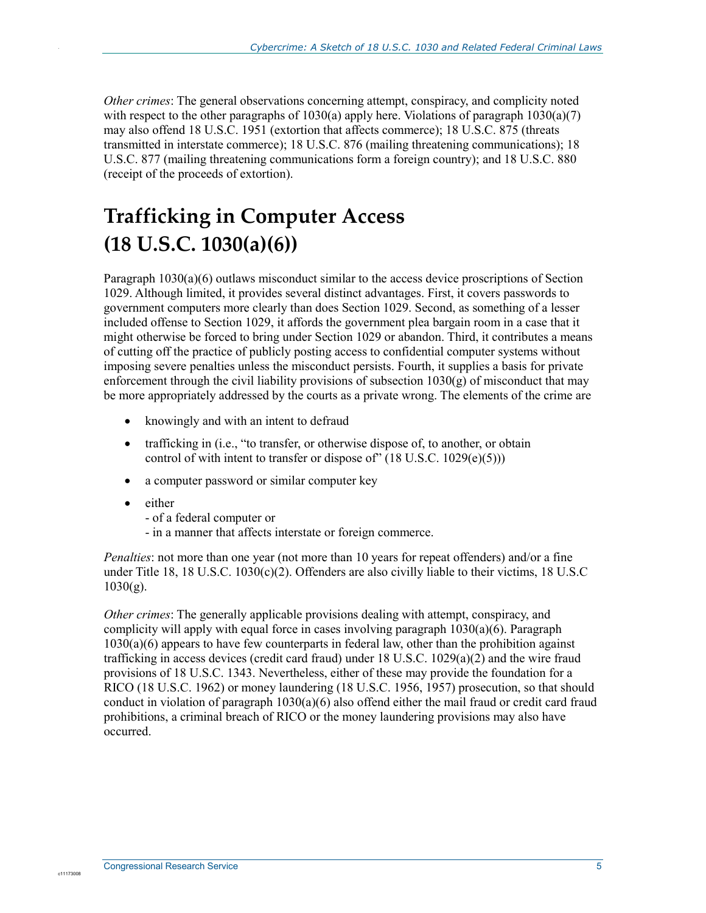*Other crimes*: The general observations concerning attempt, conspiracy, and complicity noted with respect to the other paragraphs of 1030(a) apply here. Violations of paragraph 1030(a)(7) may also offend 18 U.S.C. 1951 (extortion that affects commerce); 18 U.S.C. 875 (threats transmitted in interstate commerce); 18 U.S.C. 876 (mailing threatening communications); 18 U.S.C. 877 (mailing threatening communications form a foreign country); and 18 U.S.C. 880 (receipt of the proceeds of extortion).

# Trafficking in Computer Access (18 U.S.C. 1030(a)(6))

Paragraph 1030(a)(6) outlaws misconduct similar to the access device proscriptions of Section 1029. Although limited, it provides several distinct advantages. First, it covers passwords to government computers more clearly than does Section 1029. Second, as something of a lesser included offense to Section 1029, it affords the government plea bargain room in a case that it might otherwise be forced to bring under Section 1029 or abandon. Third, it contributes a means of cutting off the practice of publicly posting access to confidential computer systems without imposing severe penalties unless the misconduct persists. Fourth, it supplies a basis for private enforcement through the civil liability provisions of subsection 1030(g) of misconduct that may be more appropriately addressed by the courts as a private wrong. The elements of the crime are

- knowingly and with an intent to defraud
- trafficking in (i.e., "to transfer, or otherwise dispose of, to another, or obtain control of with intent to transfer or dispose of" (18 U.S.C. 1029(e)(5)))
- a computer password or similar computer key
- either
  - of a federal computer or
  - in a manner that affects interstate or foreign commerce.

*Penalties*: not more than one year (not more than 10 years for repeat offenders) and/or a fine under Title 18, 18 U.S.C. 1030(c)(2). Offenders are also civilly liable to their victims, 18 U.S.C 1030(g).

*Other crimes*: The generally applicable provisions dealing with attempt, conspiracy, and complicity will apply with equal force in cases involving paragraph 1030(a)(6). Paragraph 1030(a)(6) appears to have few counterparts in federal law, other than the prohibition against trafficking in access devices (credit card fraud) under 18 U.S.C. 1029(a)(2) and the wire fraud provisions of 18 U.S.C. 1343. Nevertheless, either of these may provide the foundation for a RICO (18 U.S.C. 1962) or money laundering (18 U.S.C. 1956, 1957) prosecution, so that should conduct in violation of paragraph 1030(a)(6) also offend either the mail fraud or credit card fraud prohibitions, a criminal breach of RICO or the money laundering provisions may also have occurred.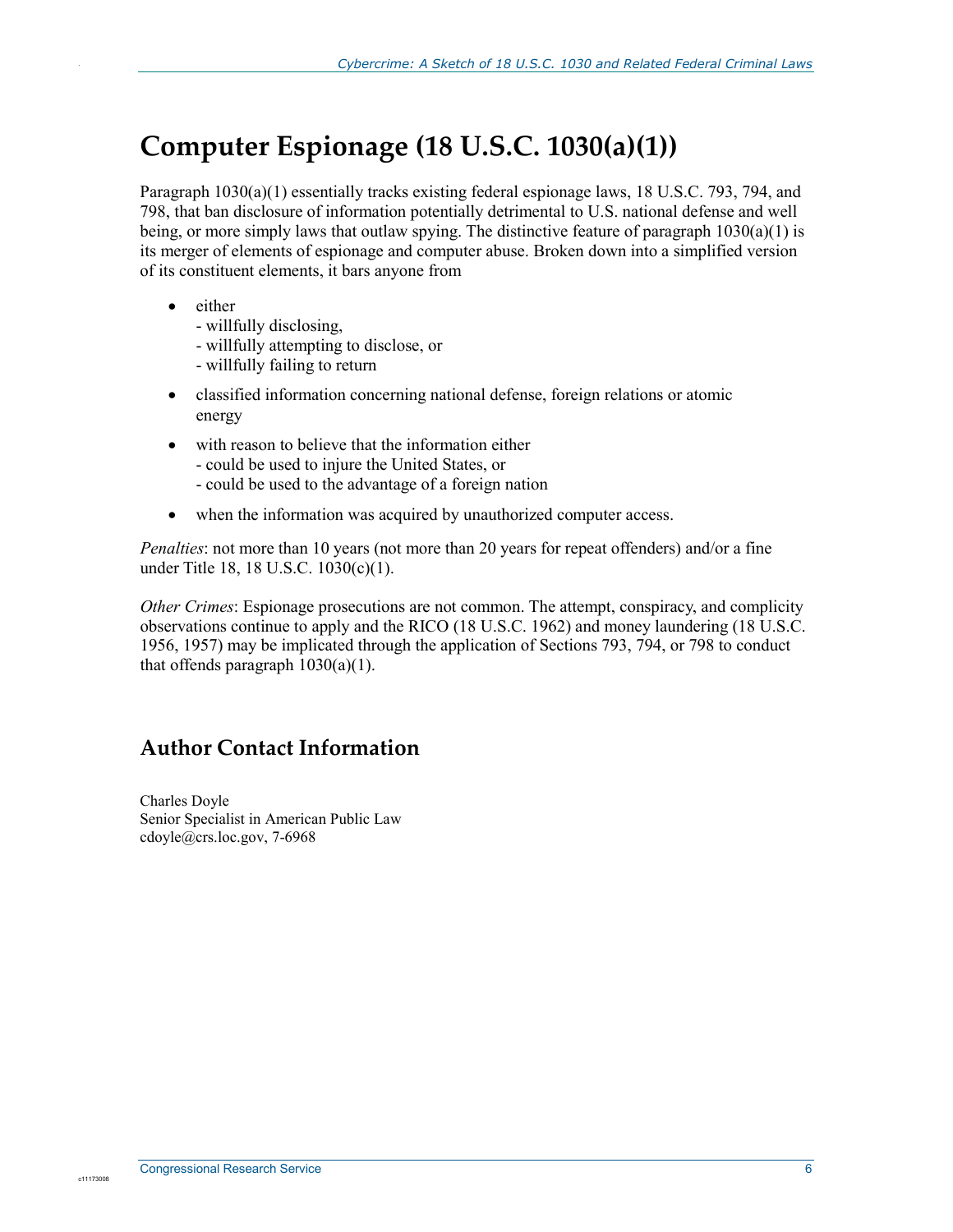# Computer Espionage (18 U.S.C. 1030(a)(1))

Paragraph 1030(a)(1) essentially tracks existing federal espionage laws, 18 U.S.C. 793, 794, and 798, that ban disclosure of information potentially detrimental to U.S. national defense and well being, or more simply laws that outlaw spying. The distinctive feature of paragraph 1030(a)(1) is its merger of elements of espionage and computer abuse. Broken down into a simplified version of its constituent elements, it bars anyone from

- either
  - willfully disclosing,
  - willfully attempting to disclose, or
  - willfully failing to return
- classified information concerning national defense, foreign relations or atomic energy
- with reason to believe that the information either
  - could be used to injure the United States, or
  - could be used to the advantage of a foreign nation
- when the information was acquired by unauthorized computer access.

*Penalties*: not more than 10 years (not more than 20 years for repeat offenders) and/or a fine under Title 18, 18 U.S.C. 1030(c)(1).

*Other Crimes*: Espionage prosecutions are not common. The attempt, conspiracy, and complicity observations continue to apply and the RICO (18 U.S.C. 1962) and money laundering (18 U.S.C. 1956, 1957) may be implicated through the application of Sections 793, 794, or 798 to conduct that offends paragraph 1030(a)(1).

## Author Contact Information

Charles Doyle
Senior Specialist in American Public Law
cdoyle@crs.loc.gov, 7-6968